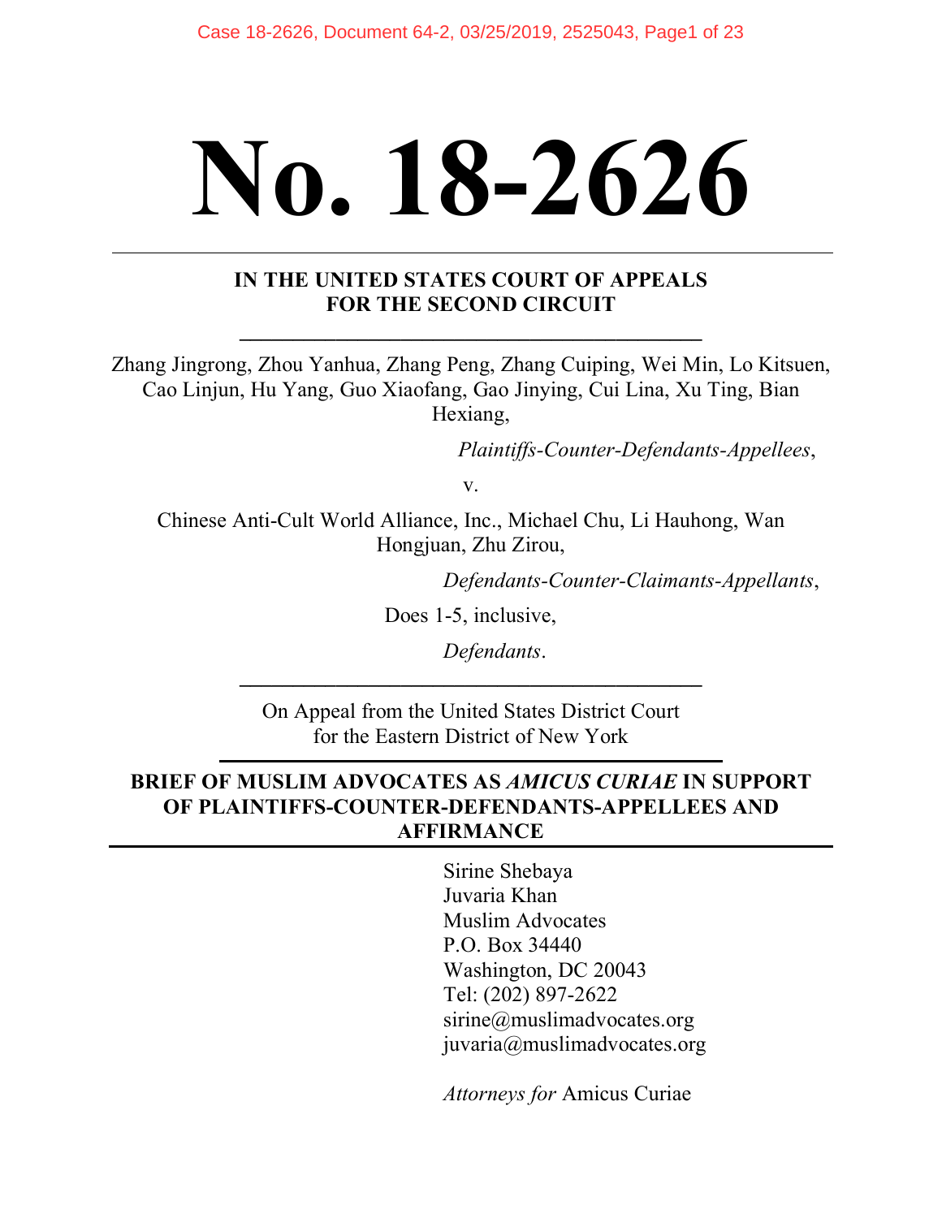# No. 18-2626

**IN THE UNITED STATES COURT OF APPEALS**
**FOR THE SECOND CIRCUIT**

---

Zhang Jingrong, Zhou Yanhua, Zhang Peng, Zhang Cuiping, Wei Min, Lo Kitsuen, Cao Linjun, Hu Yang, Guo Xiaofang, Gao Jinying, Cui Lina, Xu Ting, Bian Hexiang,

*Plaintiffs-Counter-Defendants-Appellees*,

v.

Chinese Anti-Cult World Alliance, Inc., Michael Chu, Li Hauhong, Wan Hongjuan, Zhu Zirou,

*Defendants-Counter-Claimants-Appellants*,

Does 1-5, inclusive,

*Defendants*.

---

On Appeal from the United States District Court
for the Eastern District of New York

---

**BRIEF OF MUSLIM ADVOCATES AS *AMICUS CURIAE* IN SUPPORT OF PLAINTIFFS-COUNTER-DEFENDANTS-APPELLEES AND AFFIRMANCE**

---

Sirine Shebaya
Juvaria Khan
Muslim Advocates
P.O. Box 34440
Washington, DC 20043
Tel: (202) 897-2622
sirine@muslimadvocates.org
juvaria@muslimadvocates.org

*Attorneys for* Amicus Curiae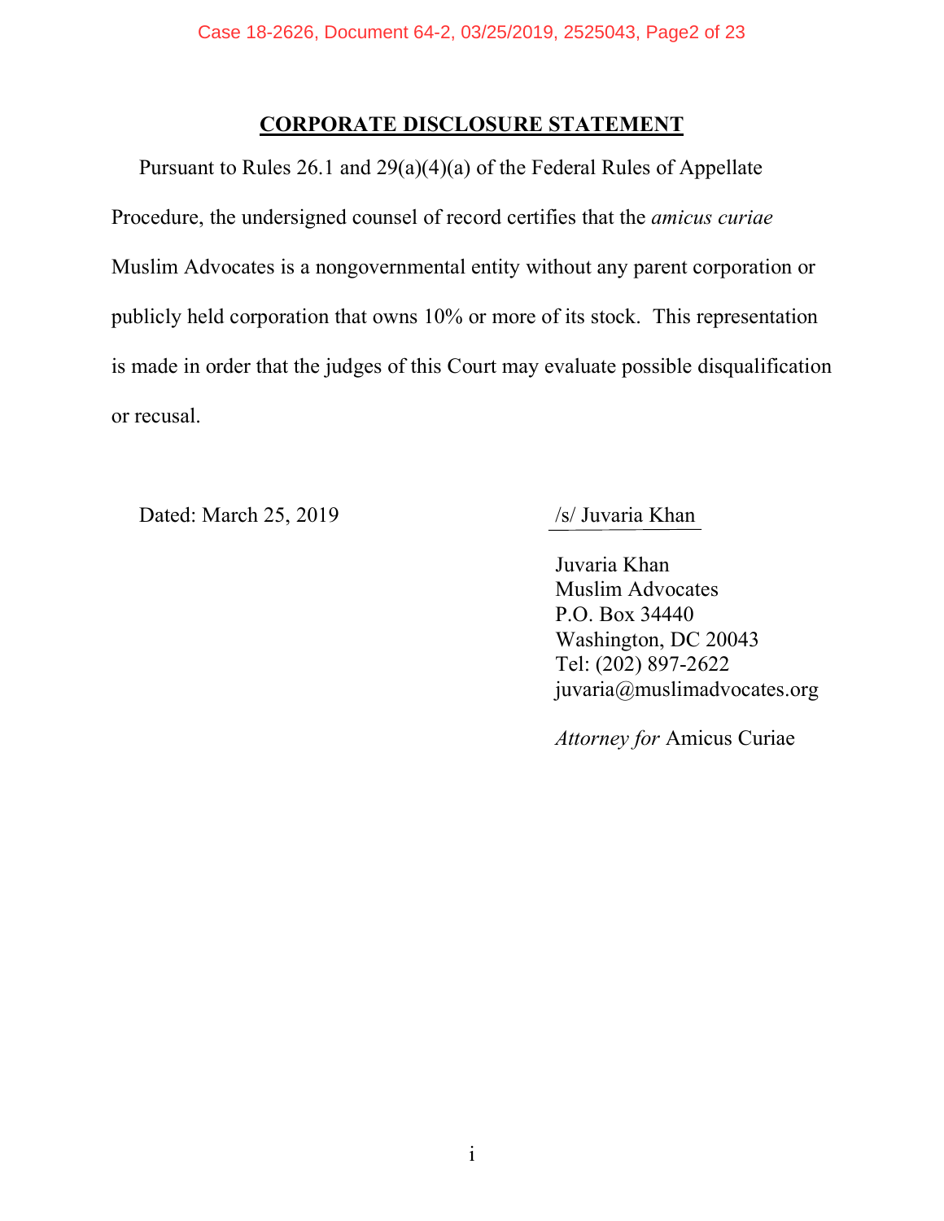## CORPORATE DISCLOSURE STATEMENT

Pursuant to Rules 26.1 and 29(a)(4)(a) of the Federal Rules of Appellate Procedure, the undersigned counsel of record certifies that the *amicus curiae* Muslim Advocates is a nongovernmental entity without any parent corporation or publicly held corporation that owns 10% or more of its stock. This representation is made in order that the judges of this Court may evaluate possible disqualification or recusal.

Dated: March 25, 2019

/s/ Juvaria Khan

Juvaria Khan
Muslim Advocates
P.O. Box 34440
Washington, DC 20043
Tel: (202) 897-2622
juvaria@muslimadvocates.org

*Attorney for* Amicus Curiae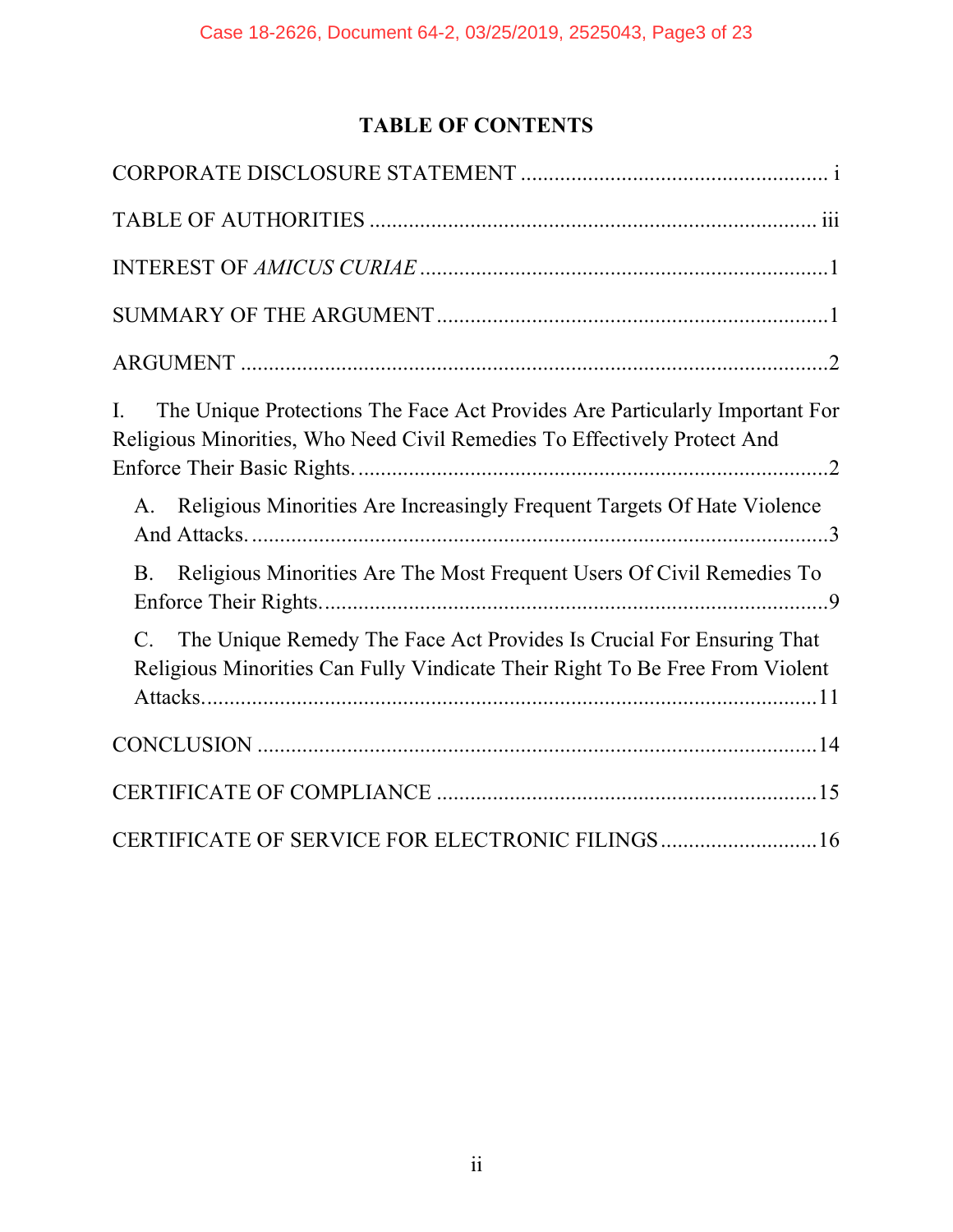# TABLE OF CONTENTS

CORPORATE DISCLOSURE STATEMENT ........................................................ i

TABLE OF AUTHORITIES ................................................................................ iii

INTEREST OF *AMICUS CURIAE* ........................................................................1

SUMMARY OF THE ARGUMENT .......................................................................1

ARGUMENT ..........................................................................................................2

I. The Unique Protections The Face Act Provides Are Particularly Important For Religious Minorities, Who Need Civil Remedies To Effectively Protect And Enforce Their Basic Rights. ......................................................................................2

  A. Religious Minorities Are Increasingly Frequent Targets Of Hate Violence And Attacks. ........................................................................................3

  B. Religious Minorities Are The Most Frequent Users Of Civil Remedies To Enforce Their Rights. ............................................................................9

  C. The Unique Remedy The Face Act Provides Is Crucial For Ensuring That Religious Minorities Can Fully Vindicate Their Right To Be Free From Violent Attacks. ............................................................................................11

CONCLUSION ....................................................................................................14

CERTIFICATE OF COMPLIANCE ......................................................................15

CERTIFICATE OF SERVICE FOR ELECTRONIC FILINGS ............................16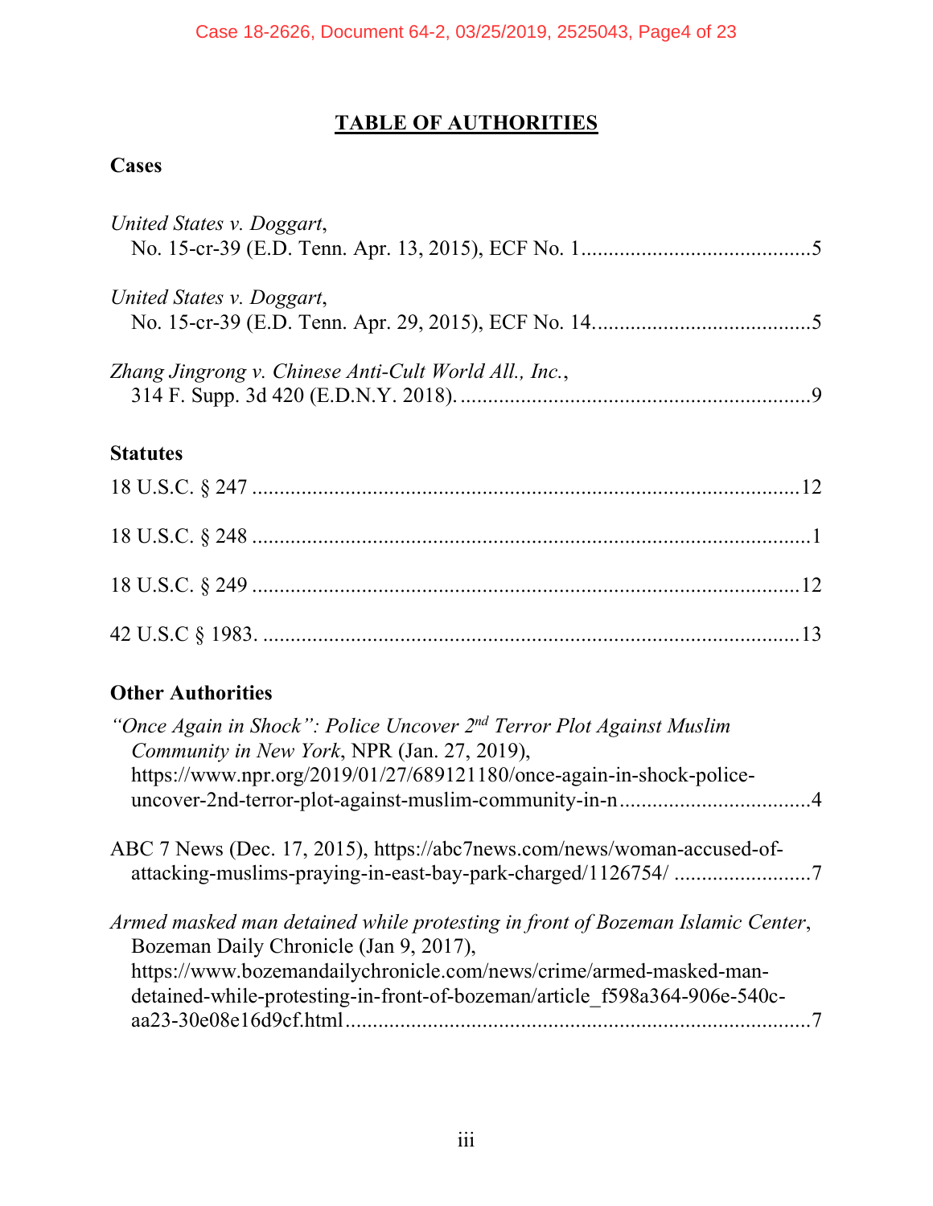# TABLE OF AUTHORITIES

## Cases

*United States v. Doggart*,
No. 15-cr-39 (E.D. Tenn. Apr. 13, 2015), ECF No. 1..........................................5

*United States v. Doggart*,
No. 15-cr-39 (E.D. Tenn. Apr. 29, 2015), ECF No. 14.......................................5

*Zhang Jingrong v. Chinese Anti-Cult World All., Inc.*,
314 F. Supp. 3d 420 (E.D.N.Y. 2018). ................................................................9

## Statutes

18 U.S.C. § 247 ....................................................................................................12

18 U.S.C. § 248 ......................................................................................................1

18 U.S.C. § 249 ....................................................................................................12

42 U.S.C § 1983. ..................................................................................................13

## Other Authorities

*"Once Again in Shock": Police Uncover 2nd Terror Plot Against Muslim Community in New York*, NPR (Jan. 27, 2019),
https://www.npr.org/2019/01/27/689121180/once-again-in-shock-police-uncover-2nd-terror-plot-against-muslim-community-in-n...................................4

ABC 7 News (Dec. 17, 2015), https://abc7news.com/news/woman-accused-of-attacking-muslims-praying-in-east-bay-park-charged/1126754/ .........................7

*Armed masked man detained while protesting in front of Bozeman Islamic Center*, Bozeman Daily Chronicle (Jan 9, 2017),
https://www.bozemandailychronicle.com/news/crime/armed-masked-man-detained-while-protesting-in-front-of-bozeman/article_f598a364-906e-540c-aa23-30e08e16d9cf.html.....................................................................................7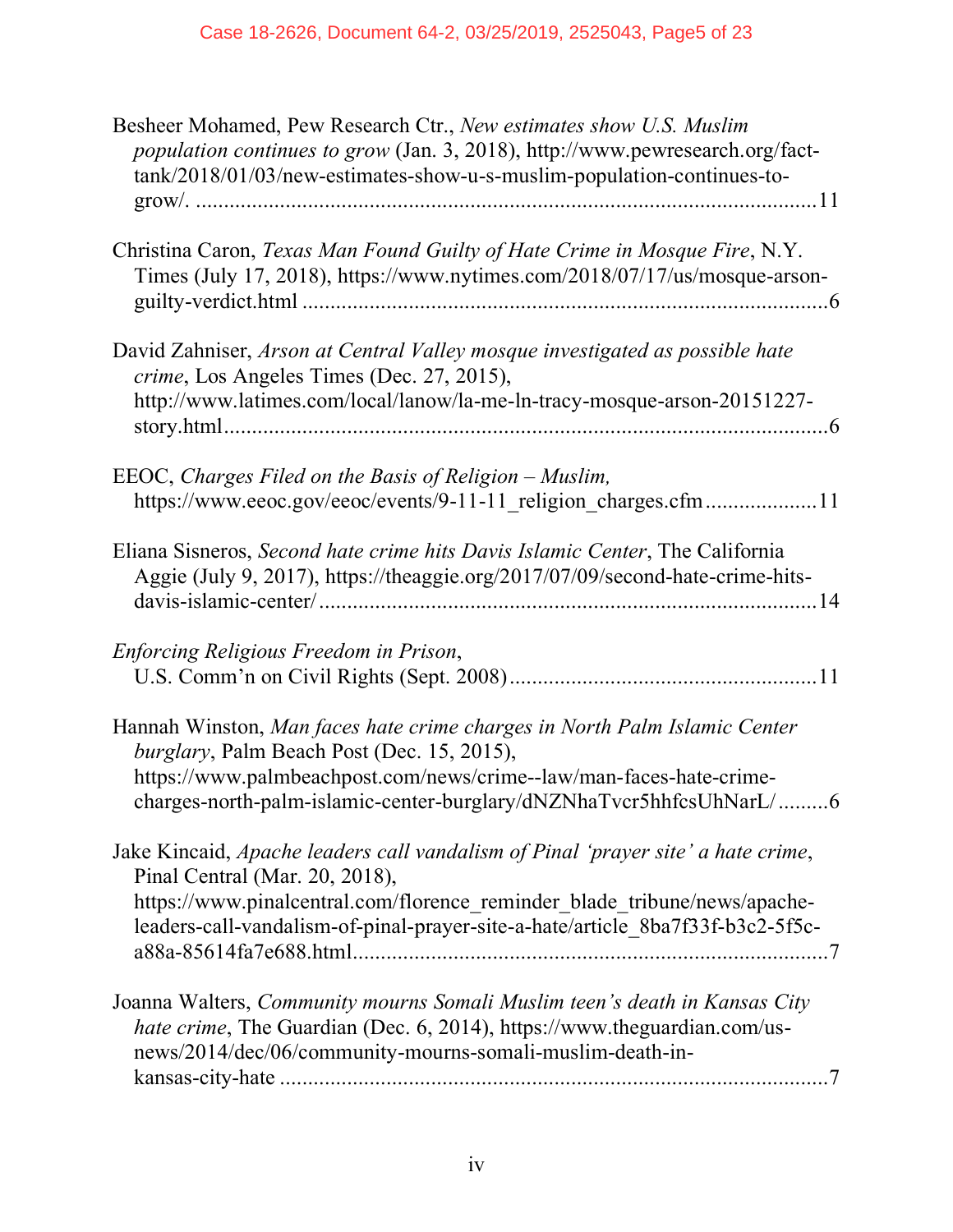Besheer Mohamed, Pew Research Ctr., *New estimates show U.S. Muslim population continues to grow* (Jan. 3, 2018), http://www.pewresearch.org/fact-tank/2018/01/03/new-estimates-show-u-s-muslim-population-continues-to-grow/. ........................................................................................................11

Christina Caron, *Texas Man Found Guilty of Hate Crime in Mosque Fire*, N.Y. Times (July 17, 2018), https://www.nytimes.com/2018/07/17/us/mosque-arson-guilty-verdict.html ........................................................................................6

David Zahniser, *Arson at Central Valley mosque investigated as possible hate crime*, Los Angeles Times (Dec. 27, 2015), http://www.latimes.com/local/lanow/la-me-ln-tracy-mosque-arson-20151227-story.html...................................................................................................6

EEOC, *Charges Filed on the Basis of Religion – Muslim,* https://www.eeoc.gov/eeoc/events/9-11-11_religion_charges.cfm....................11

Eliana Sisneros, *Second hate crime hits Davis Islamic Center*, The California Aggie (July 9, 2017), https://theaggie.org/2017/07/09/second-hate-crime-hits-davis-islamic-center/..................................................................................14

*Enforcing Religious Freedom in Prison*, U.S. Comm'n on Civil Rights (Sept. 2008).......................................................11

Hannah Winston, *Man faces hate crime charges in North Palm Islamic Center burglary*, Palm Beach Post (Dec. 15, 2015), https://www.palmbeachpost.com/news/crime--law/man-faces-hate-crime-charges-north-palm-islamic-center-burglary/dNZNhaTvcr5hhfcsUhNarL/.........6

Jake Kincaid, *Apache leaders call vandalism of Pinal 'prayer site' a hate crime*, Pinal Central (Mar. 20, 2018), https://www.pinalcentral.com/florence_reminder_blade_tribune/news/apache-leaders-call-vandalism-of-pinal-prayer-site-a-hate/article_8ba7f33f-b3c2-5f5c-a88a-85614fa7e688.html.....................................................................................7

Joanna Walters, *Community mourns Somali Muslim teen's death in Kansas City hate crime*, The Guardian (Dec. 6, 2014), https://www.theguardian.com/us-news/2014/dec/06/community-mourns-somali-muslim-death-in-kansas-city-hate ..................................................................................................7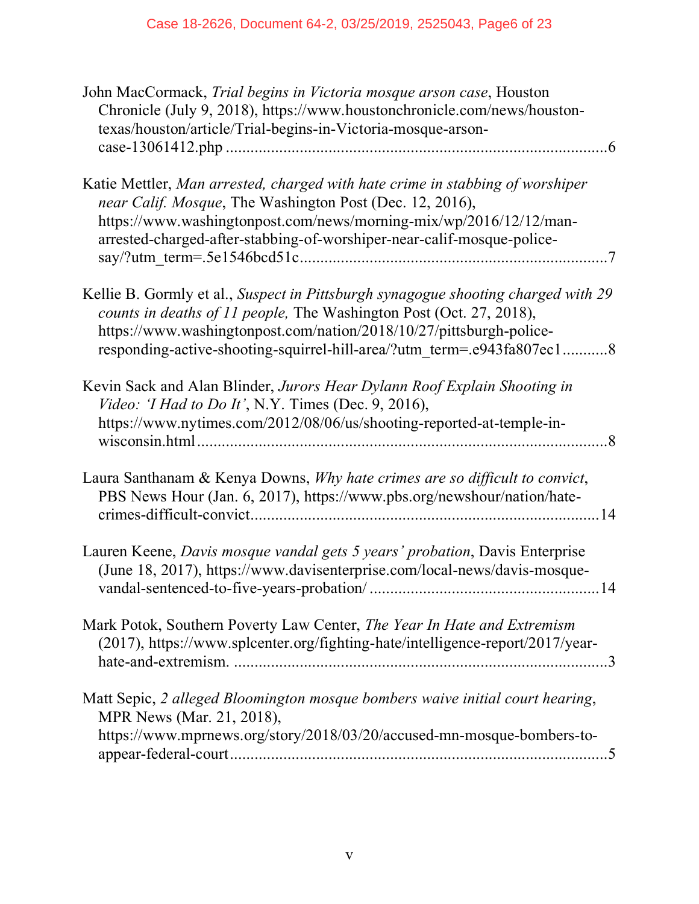John MacCormack, *Trial begins in Victoria mosque arson case*, Houston Chronicle (July 9, 2018), https://www.houstonchronicle.com/news/houston-texas/houston/article/Trial-begins-in-Victoria-mosque-arson-case-13061412.php ........................................................................................6

Katie Mettler, *Man arrested, charged with hate crime in stabbing of worshiper near Calif. Mosque*, The Washington Post (Dec. 12, 2016), https://www.washingtonpost.com/news/morning-mix/wp/2016/12/12/man-arrested-charged-after-stabbing-of-worshiper-near-calif-mosque-police-say/?utm_term=.5e1546bcd51c........................................................................7

Kellie B. Gormly et al., *Suspect in Pittsburgh synagogue shooting charged with 29 counts in deaths of 11 people,* The Washington Post (Oct. 27, 2018), https://www.washingtonpost.com/nation/2018/10/27/pittsburgh-police-responding-active-shooting-squirrel-hill-area/?utm_term=.e943fa807ec1...........8

Kevin Sack and Alan Blinder, *Jurors Hear Dylann Roof Explain Shooting in Video: 'I Had to Do It'*, N.Y. Times (Dec. 9, 2016), https://www.nytimes.com/2012/08/06/us/shooting-reported-at-temple-in-wisconsin.html...................................................................................................8

Laura Santhanam & Kenya Downs, *Why hate crimes are so difficult to convict*, PBS News Hour (Jan. 6, 2017), https://www.pbs.org/newshour/nation/hate-crimes-difficult-convict...................................................................................14

Lauren Keene, *Davis mosque vandal gets 5 years' probation*, Davis Enterprise (June 18, 2017), https://www.davisenterprise.com/local-news/davis-mosque-vandal-sentenced-to-five-years-probation/ ......................................................14

Mark Potok, Southern Poverty Law Center, *The Year In Hate and Extremism* (2017), https://www.splcenter.org/fighting-hate/intelligence-report/2017/year-hate-and-extremism. ..........................................................................................3

Matt Sepic, *2 alleged Bloomington mosque bombers waive initial court hearing*, MPR News (Mar. 21, 2018), https://www.mprnews.org/story/2018/03/20/accused-mn-mosque-bombers-to-appear-federal-court...........................................................................................5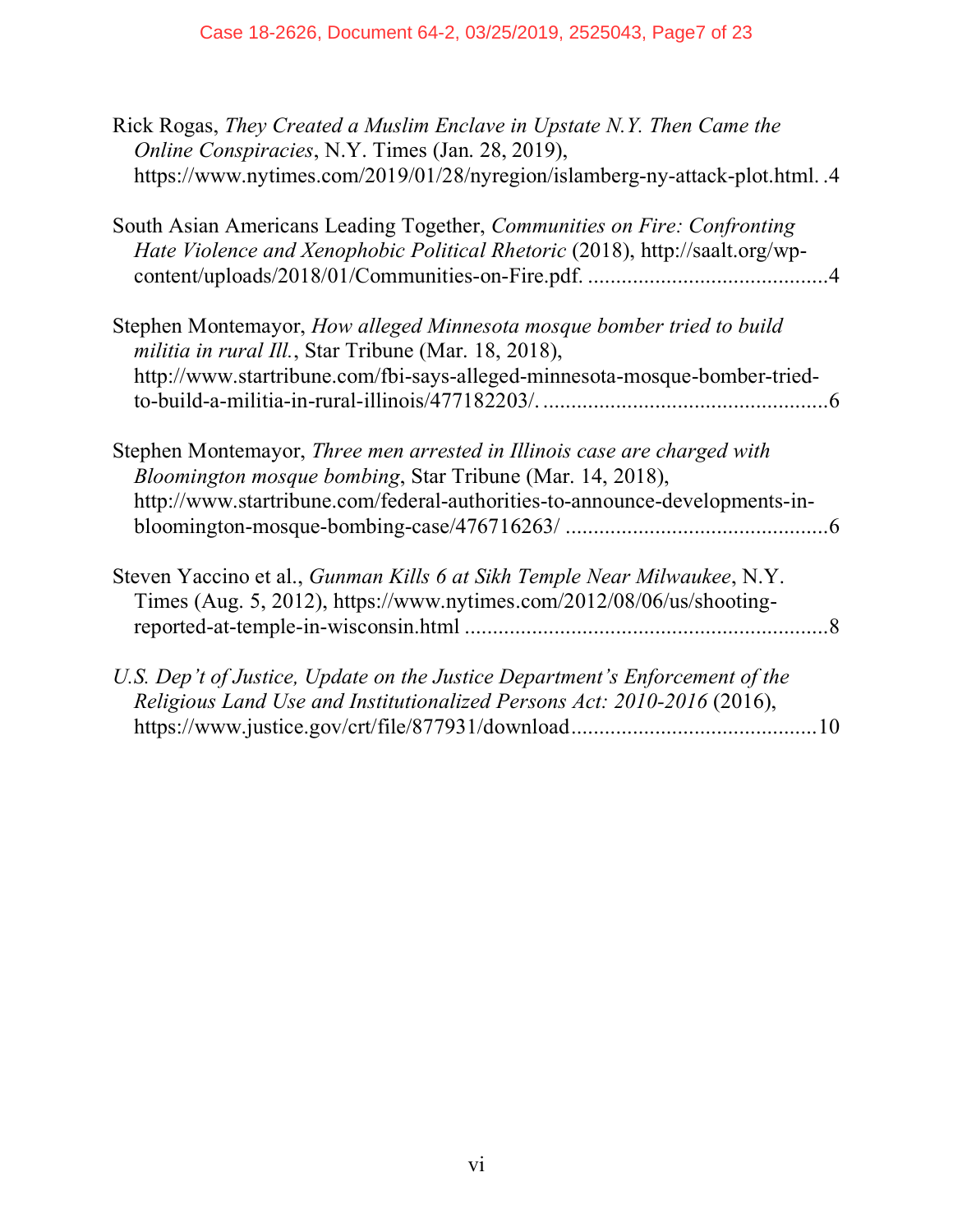Rick Rogas, *They Created a Muslim Enclave in Upstate N.Y. Then Came the Online Conspiracies*, N.Y. Times (Jan. 28, 2019), https://www.nytimes.com/2019/01/28/nyregion/islamberg-ny-attack-plot.html. .4

South Asian Americans Leading Together, *Communities on Fire: Confronting Hate Violence and Xenophobic Political Rhetoric* (2018), http://saalt.org/wp-content/uploads/2018/01/Communities-on-Fire.pdf. ..........................................4

Stephen Montemayor, *How alleged Minnesota mosque bomber tried to build militia in rural Ill.*, Star Tribune (Mar. 18, 2018), http://www.startribune.com/fbi-says-alleged-minnesota-mosque-bomber-tried-to-build-a-militia-in-rural-illinois/477182203/. ...................................................6

Stephen Montemayor, *Three men arrested in Illinois case are charged with Bloomington mosque bombing*, Star Tribune (Mar. 14, 2018), http://www.startribune.com/federal-authorities-to-announce-developments-in-bloomington-mosque-bombing-case/476716263/ ...............................................6

Steven Yaccino et al., *Gunman Kills 6 at Sikh Temple Near Milwaukee*, N.Y. Times (Aug. 5, 2012), https://www.nytimes.com/2012/08/06/us/shooting-reported-at-temple-in-wisconsin.html .................................................................8

*U.S. Dep't of Justice, Update on the Justice Department's Enforcement of the Religious Land Use and Institutionalized Persons Act: 2010-2016* (2016), https://www.justice.gov/crt/file/877931/download...........................................10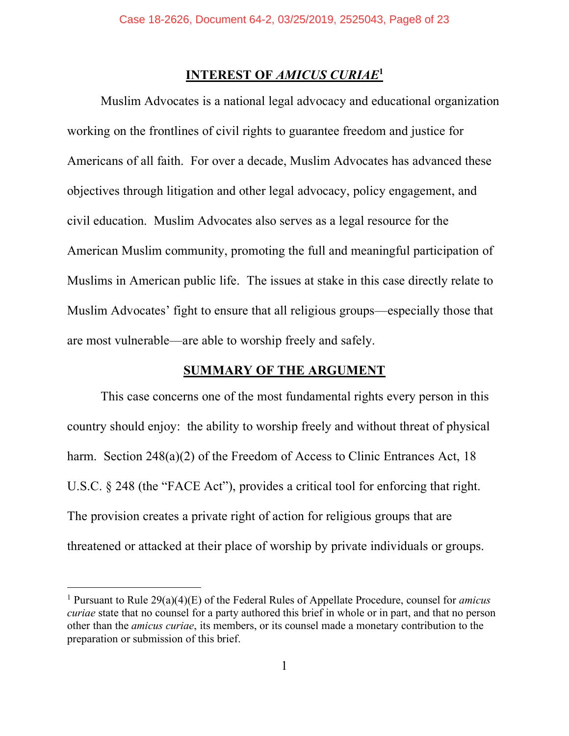## INTEREST OF *AMICUS CURIAE*[1]

Muslim Advocates is a national legal advocacy and educational organization working on the frontlines of civil rights to guarantee freedom and justice for Americans of all faith. For over a decade, Muslim Advocates has advanced these objectives through litigation and other legal advocacy, policy engagement, and civil education. Muslim Advocates also serves as a legal resource for the American Muslim community, promoting the full and meaningful participation of Muslims in American public life. The issues at stake in this case directly relate to Muslim Advocates' fight to ensure that all religious groups—especially those that are most vulnerable—are able to worship freely and safely.

## SUMMARY OF THE ARGUMENT

This case concerns one of the most fundamental rights every person in this country should enjoy: the ability to worship freely and without threat of physical harm. Section 248(a)(2) of the Freedom of Access to Clinic Entrances Act, 18 U.S.C. § 248 (the "FACE Act"), provides a critical tool for enforcing that right. The provision creates a private right of action for religious groups that are threatened or attacked at their place of worship by private individuals or groups.

---

[1] Pursuant to Rule 29(a)(4)(E) of the Federal Rules of Appellate Procedure, counsel for *amicus curiae* state that no counsel for a party authored this brief in whole or in part, and that no person other than the *amicus curiae*, its members, or its counsel made a monetary contribution to the preparation or submission of this brief.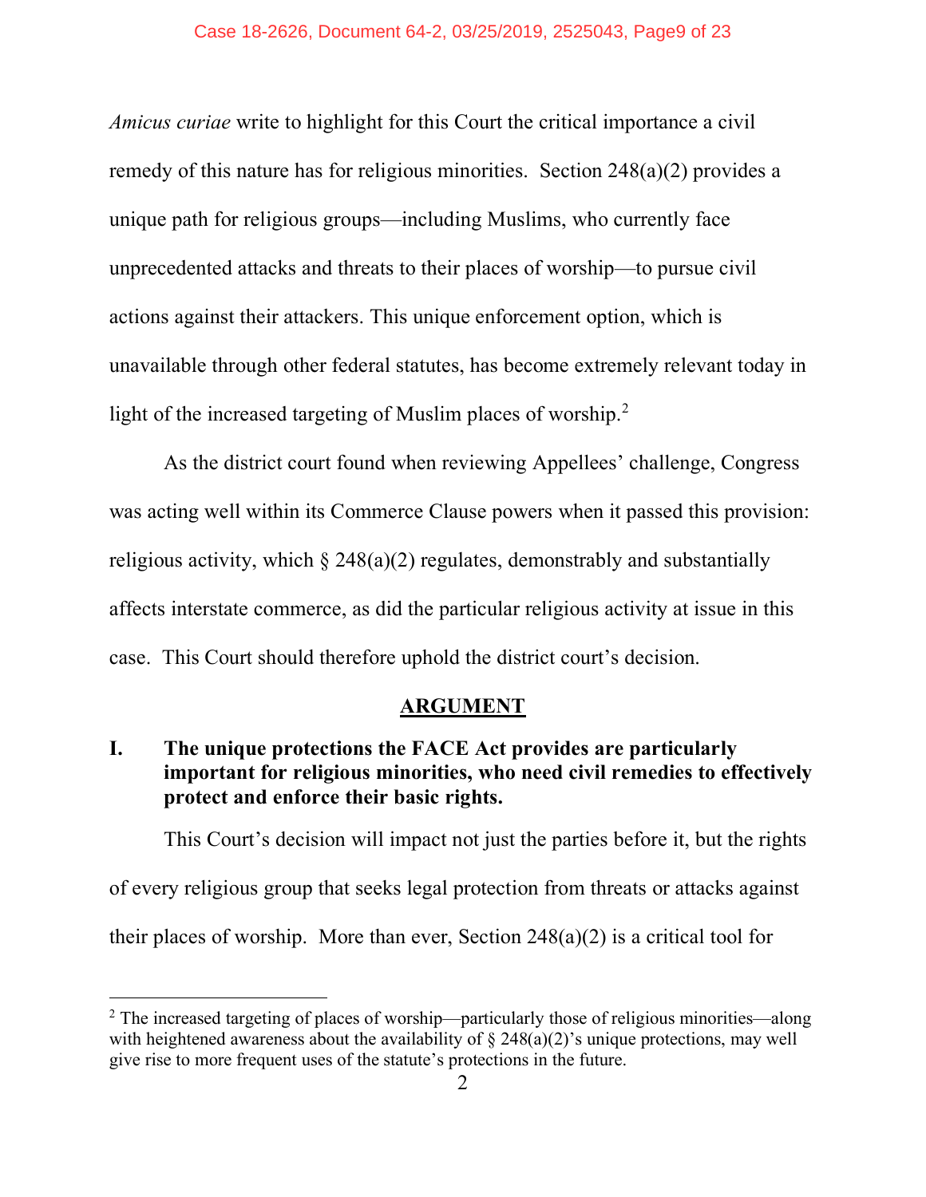*Amicus curiae* write to highlight for this Court the critical importance a civil remedy of this nature has for religious minorities. Section 248(a)(2) provides a unique path for religious groups—including Muslims, who currently face unprecedented attacks and threats to their places of worship—to pursue civil actions against their attackers. This unique enforcement option, which is unavailable through other federal statutes, has become extremely relevant today in light of the increased targeting of Muslim places of worship.[2]

As the district court found when reviewing Appellees' challenge, Congress was acting well within its Commerce Clause powers when it passed this provision: religious activity, which § 248(a)(2) regulates, demonstrably and substantially affects interstate commerce, as did the particular religious activity at issue in this case. This Court should therefore uphold the district court's decision.

## ARGUMENT

### I. The unique protections the FACE Act provides are particularly important for religious minorities, who need civil remedies to effectively protect and enforce their basic rights.

This Court's decision will impact not just the parties before it, but the rights of every religious group that seeks legal protection from threats or attacks against their places of worship. More than ever, Section 248(a)(2) is a critical tool for

---

[2] The increased targeting of places of worship—particularly those of religious minorities—along with heightened awareness about the availability of § 248(a)(2)'s unique protections, may well give rise to more frequent uses of the statute's protections in the future.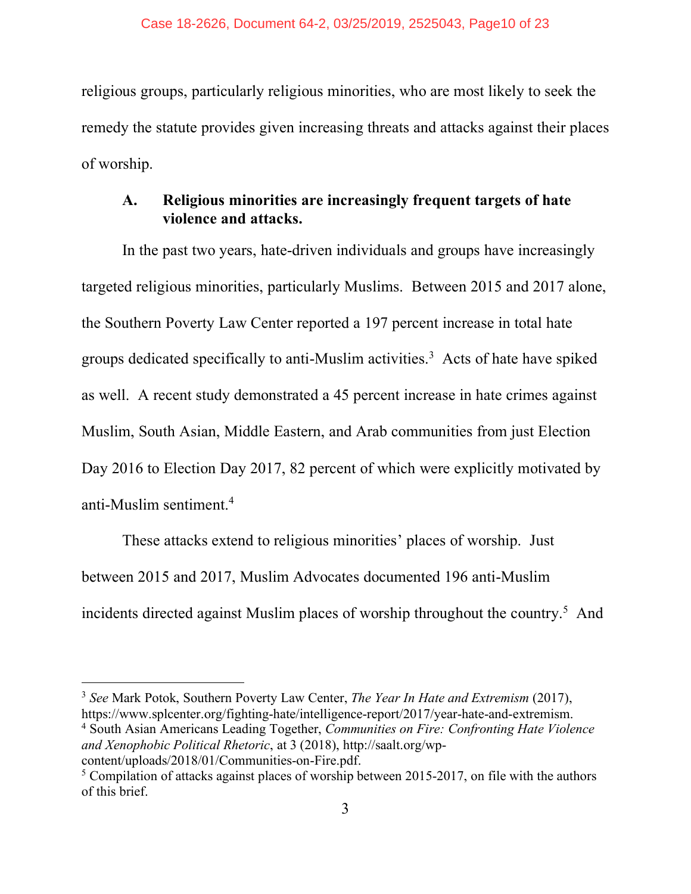religious groups, particularly religious minorities, who are most likely to seek the remedy the statute provides given increasing threats and attacks against their places of worship.

### A. Religious minorities are increasingly frequent targets of hate violence and attacks.

In the past two years, hate-driven individuals and groups have increasingly targeted religious minorities, particularly Muslims. Between 2015 and 2017 alone, the Southern Poverty Law Center reported a 197 percent increase in total hate groups dedicated specifically to anti-Muslim activities.[3] Acts of hate have spiked as well. A recent study demonstrated a 45 percent increase in hate crimes against Muslim, South Asian, Middle Eastern, and Arab communities from just Election Day 2016 to Election Day 2017, 82 percent of which were explicitly motivated by anti-Muslim sentiment.[4]

These attacks extend to religious minorities' places of worship. Just between 2015 and 2017, Muslim Advocates documented 196 anti-Muslim incidents directed against Muslim places of worship throughout the country.[5] And

---

[3] *See* Mark Potok, Southern Poverty Law Center, *The Year In Hate and Extremism* (2017), https://www.splcenter.org/fighting-hate/intelligence-report/2017/year-hate-and-extremism.

[4] South Asian Americans Leading Together, *Communities on Fire: Confronting Hate Violence and Xenophobic Political Rhetoric*, at 3 (2018), http://saalt.org/wp-content/uploads/2018/01/Communities-on-Fire.pdf.

[5] Compilation of attacks against places of worship between 2015-2017, on file with the authors of this brief.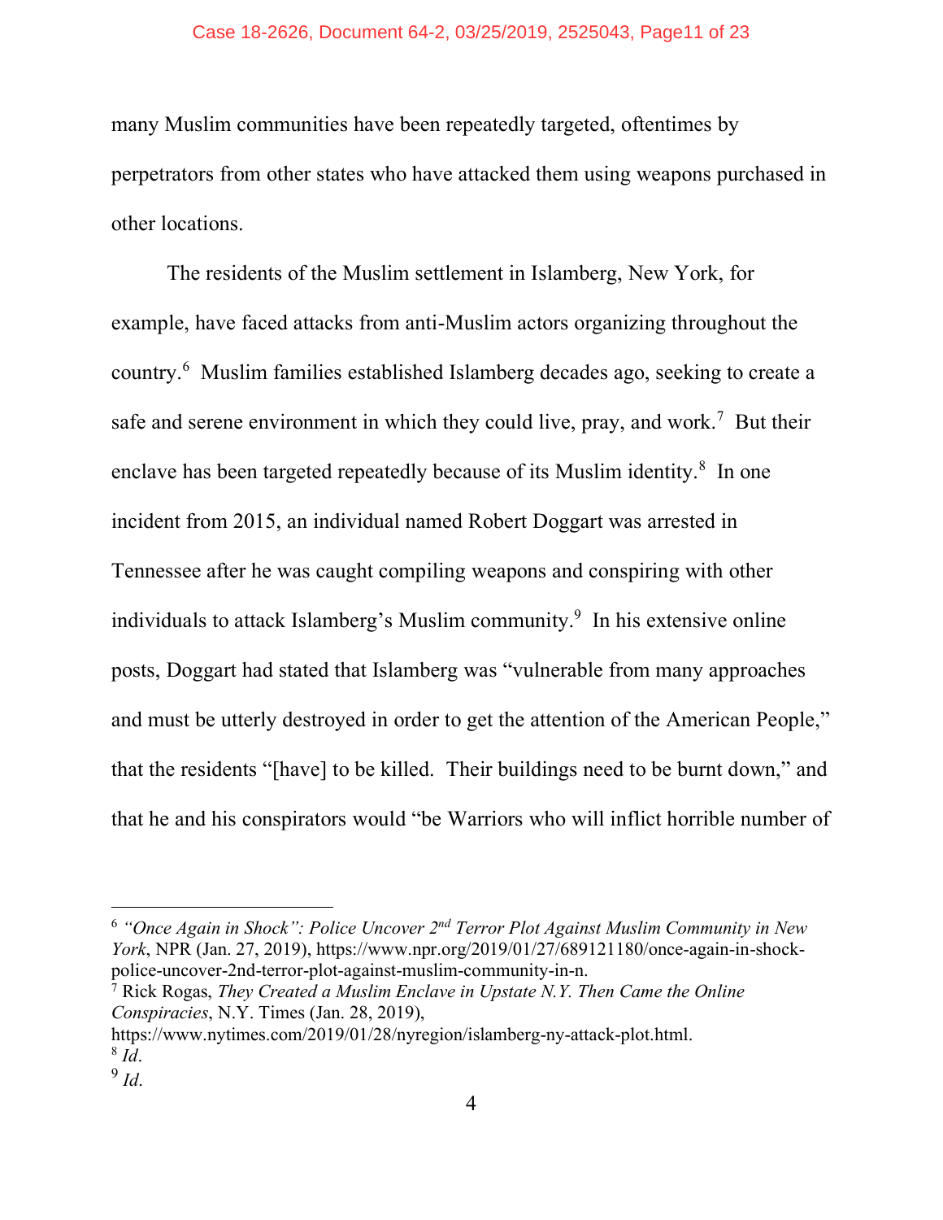many Muslim communities have been repeatedly targeted, oftentimes by perpetrators from other states who have attacked them using weapons purchased in other locations.

The residents of the Muslim settlement in Islamberg, New York, for example, have faced attacks from anti-Muslim actors organizing throughout the country.[6] Muslim families established Islamberg decades ago, seeking to create a safe and serene environment in which they could live, pray, and work.[7] But their enclave has been targeted repeatedly because of its Muslim identity.[8] In one incident from 2015, an individual named Robert Doggart was arrested in Tennessee after he was caught compiling weapons and conspiring with other individuals to attack Islamberg's Muslim community.[9] In his extensive online posts, Doggart had stated that Islamberg was "vulnerable from many approaches and must be utterly destroyed in order to get the attention of the American People," that the residents "[have] to be killed. Their buildings need to be burnt down," and that he and his conspirators would "be Warriors who will inflict horrible number of

---

[6] *"Once Again in Shock": Police Uncover 2nd Terror Plot Against Muslim Community in New York*, NPR (Jan. 27, 2019), https://www.npr.org/2019/01/27/689121180/once-again-in-shock-police-uncover-2nd-terror-plot-against-muslim-community-in-n.

[7] Rick Rogas, *They Created a Muslim Enclave in Upstate N.Y. Then Came the Online Conspiracies*, N.Y. Times (Jan. 28, 2019), https://www.nytimes.com/2019/01/28/nyregion/islamberg-ny-attack-plot.html.

[8] *Id*.

[9] *Id*.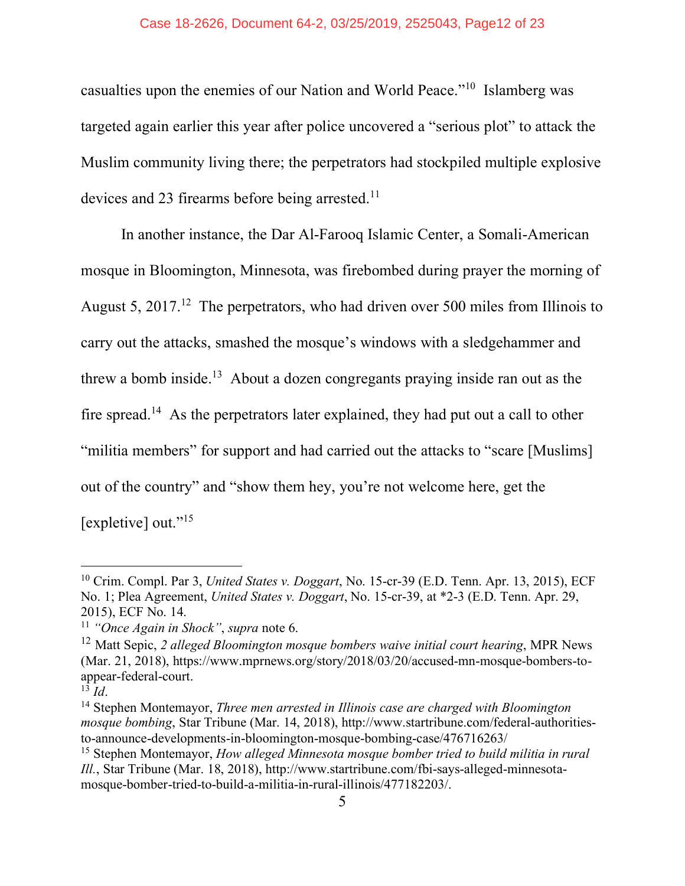casualties upon the enemies of our Nation and World Peace."[10] Islamberg was targeted again earlier this year after police uncovered a "serious plot" to attack the Muslim community living there; the perpetrators had stockpiled multiple explosive devices and 23 firearms before being arrested.[11]

In another instance, the Dar Al-Farooq Islamic Center, a Somali-American mosque in Bloomington, Minnesota, was firebombed during prayer the morning of August 5, 2017.[12] The perpetrators, who had driven over 500 miles from Illinois to carry out the attacks, smashed the mosque's windows with a sledgehammer and threw a bomb inside.[13] About a dozen congregants praying inside ran out as the fire spread.[14] As the perpetrators later explained, they had put out a call to other "militia members" for support and had carried out the attacks to "scare [Muslims] out of the country" and "show them hey, you're not welcome here, get the [expletive] out."[15]

---

[10] Crim. Compl. Par 3, *United States v. Doggart*, No. 15-cr-39 (E.D. Tenn. Apr. 13, 2015), ECF No. 1; Plea Agreement, *United States v. Doggart*, No. 15-cr-39, at *2-3 (E.D. Tenn. Apr. 29, 2015), ECF No. 14.

[11] *"Once Again in Shock"*, *supra* note 6.

[12] Matt Sepic, *2 alleged Bloomington mosque bombers waive initial court hearing*, MPR News (Mar. 21, 2018), https://www.mprnews.org/story/2018/03/20/accused-mn-mosque-bombers-to-appear-federal-court.

[13] *Id*.

[14] Stephen Montemayor, *Three men arrested in Illinois case are charged with Bloomington mosque bombing*, Star Tribune (Mar. 14, 2018), http://www.startribune.com/federal-authorities-to-announce-developments-in-bloomington-mosque-bombing-case/476716263/

[15] Stephen Montemayor, *How alleged Minnesota mosque bomber tried to build militia in rural Ill.*, Star Tribune (Mar. 18, 2018), http://www.startribune.com/fbi-says-alleged-minnesota-mosque-bomber-tried-to-build-a-militia-in-rural-illinois/477182203/.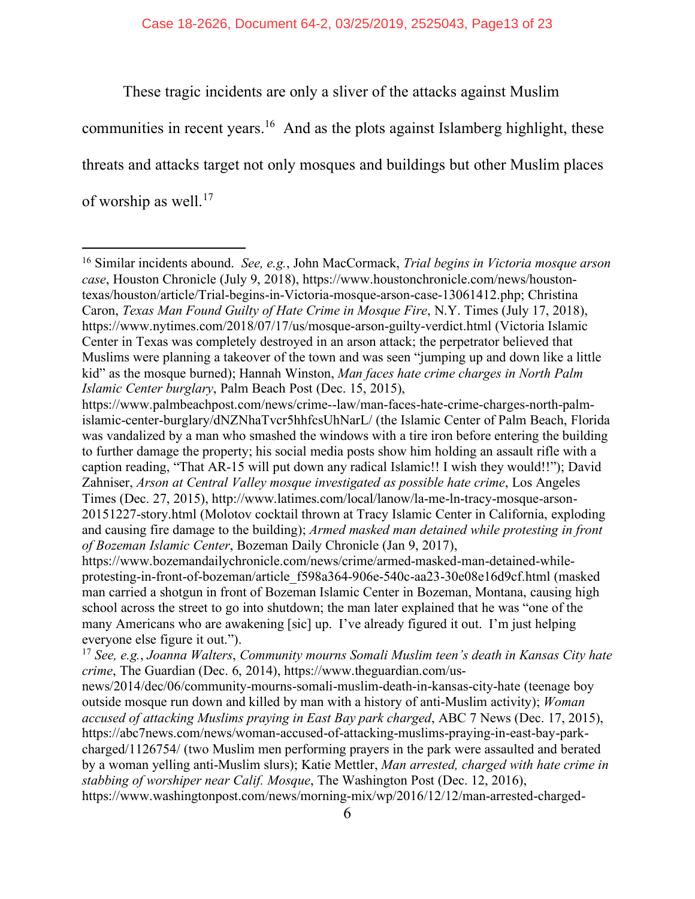These tragic incidents are only a sliver of the attacks against Muslim communities in recent years.[16] And as the plots against Islamberg highlight, these threats and attacks target not only mosques and buildings but other Muslim places of worship as well.[17]

---

[16] Similar incidents abound. *See, e.g.*, John MacCormack, *Trial begins in Victoria mosque arson case*, Houston Chronicle (July 9, 2018), https://www.houstonchronicle.com/news/houston-texas/houston/article/Trial-begins-in-Victoria-mosque-arson-case-13061412.php; Christina Caron, *Texas Man Found Guilty of Hate Crime in Mosque Fire*, N.Y. Times (July 17, 2018), https://www.nytimes.com/2018/07/17/us/mosque-arson-guilty-verdict.html (Victoria Islamic Center in Texas was completely destroyed in an arson attack; the perpetrator believed that Muslims were planning a takeover of the town and was seen "jumping up and down like a little kid" as the mosque burned); Hannah Winston, *Man faces hate crime charges in North Palm Islamic Center burglary*, Palm Beach Post (Dec. 15, 2015), https://www.palmbeachpost.com/news/crime--law/man-faces-hate-crime-charges-north-palm-islamic-center-burglary/dNZNhaTvcr5hhfcsUhNarL/ (the Islamic Center of Palm Beach, Florida was vandalized by a man who smashed the windows with a tire iron before entering the building to further damage the property; his social media posts show him holding an assault rifle with a caption reading, "That AR-15 will put down any radical Islamic!! I wish they would!!"); David Zahniser, *Arson at Central Valley mosque investigated as possible hate crime*, Los Angeles Times (Dec. 27, 2015), http://www.latimes.com/local/lanow/la-me-ln-tracy-mosque-arson-20151227-story.html (Molotov cocktail thrown at Tracy Islamic Center in California, exploding and causing fire damage to the building); *Armed masked man detained while protesting in front of Bozeman Islamic Center*, Bozeman Daily Chronicle (Jan 9, 2017), https://www.bozemandailychronicle.com/news/crime/armed-masked-man-detained-while-protesting-in-front-of-bozeman/article_f598a364-906e-540c-aa23-30e08e16d9cf.html (masked man carried a shotgun in front of Bozeman Islamic Center in Bozeman, Montana, causing high school across the street to go into shutdown; the man later explained that he was "one of the many Americans who are awakening [sic] up. I've already figured it out. I'm just helping everyone else figure it out.").

[17] *See, e.g.*, *Joanna Walters*, *Community mourns Somali Muslim teen's death in Kansas City hate crime*, The Guardian (Dec. 6, 2014), https://www.theguardian.com/us-news/2014/dec/06/community-mourns-somali-muslim-death-in-kansas-city-hate (teenage boy outside mosque run down and killed by man with a history of anti-Muslim activity); *Woman accused of attacking Muslims praying in East Bay park charged*, ABC 7 News (Dec. 17, 2015), https://abc7news.com/news/woman-accused-of-attacking-muslims-praying-in-east-bay-park-charged/1126754/ (two Muslim men performing prayers in the park were assaulted and berated by a woman yelling anti-Muslim slurs); Katie Mettler, *Man arrested, charged with hate crime in stabbing of worshiper near Calif. Mosque*, The Washington Post (Dec. 12, 2016), https://www.washingtonpost.com/news/morning-mix/wp/2016/12/12/man-arrested-charged-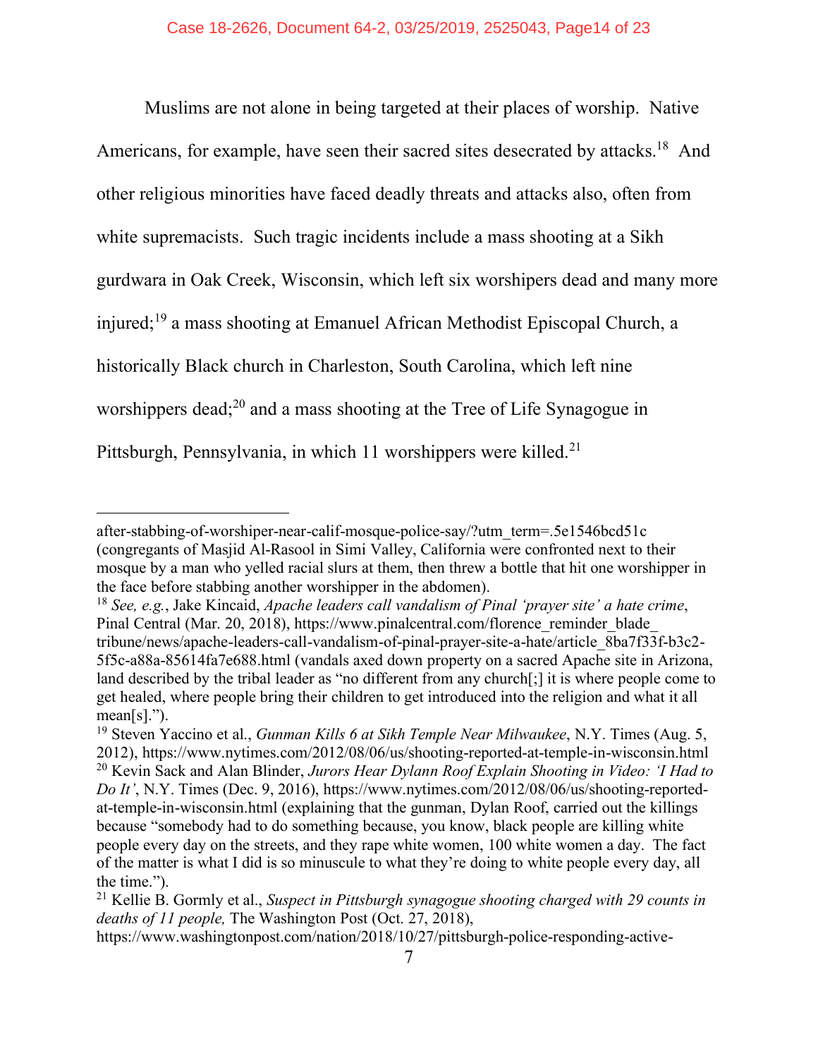Muslims are not alone in being targeted at their places of worship. Native Americans, for example, have seen their sacred sites desecrated by attacks.[18] And other religious minorities have faced deadly threats and attacks also, often from white supremacists. Such tragic incidents include a mass shooting at a Sikh gurdwara in Oak Creek, Wisconsin, which left six worshipers dead and many more injured;[19] a mass shooting at Emanuel African Methodist Episcopal Church, a historically Black church in Charleston, South Carolina, which left nine worshippers dead;[20] and a mass shooting at the Tree of Life Synagogue in Pittsburgh, Pennsylvania, in which 11 worshippers were killed.[21]

---

after-stabbing-of-worshiper-near-calif-mosque-police-say/?utm_term=.5e1546bcd51c (congregants of Masjid Al-Rasool in Simi Valley, California were confronted next to their mosque by a man who yelled racial slurs at them, then threw a bottle that hit one worshipper in the face before stabbing another worshipper in the abdomen).

[18] *See, e.g.*, Jake Kincaid, *Apache leaders call vandalism of Pinal 'prayer site' a hate crime*, Pinal Central (Mar. 20, 2018), https://www.pinalcentral.com/florence_reminder_blade_tribune/news/apache-leaders-call-vandalism-of-pinal-prayer-site-a-hate/article_8ba7f33f-b3c2-5f5c-a88a-85614fa7e688.html (vandals axed down property on a sacred Apache site in Arizona, land described by the tribal leader as "no different from any church[;] it is where people come to get healed, where people bring their children to get introduced into the religion and what it all mean[s].").

[19] Steven Yaccino et al., *Gunman Kills 6 at Sikh Temple Near Milwaukee*, N.Y. Times (Aug. 5, 2012), https://www.nytimes.com/2012/08/06/us/shooting-reported-at-temple-in-wisconsin.html

[20] Kevin Sack and Alan Blinder, *Jurors Hear Dylann Roof Explain Shooting in Video: 'I Had to Do It'*, N.Y. Times (Dec. 9, 2016), https://www.nytimes.com/2012/08/06/us/shooting-reported-at-temple-in-wisconsin.html (explaining that the gunman, Dylan Roof, carried out the killings because "somebody had to do something because, you know, black people are killing white people every day on the streets, and they rape white women, 100 white women a day. The fact of the matter is what I did is so minuscule to what they're doing to white people every day, all the time.").

[21] Kellie B. Gormly et al., *Suspect in Pittsburgh synagogue shooting charged with 29 counts in deaths of 11 people,* The Washington Post (Oct. 27, 2018), https://www.washingtonpost.com/nation/2018/10/27/pittsburgh-police-responding-active-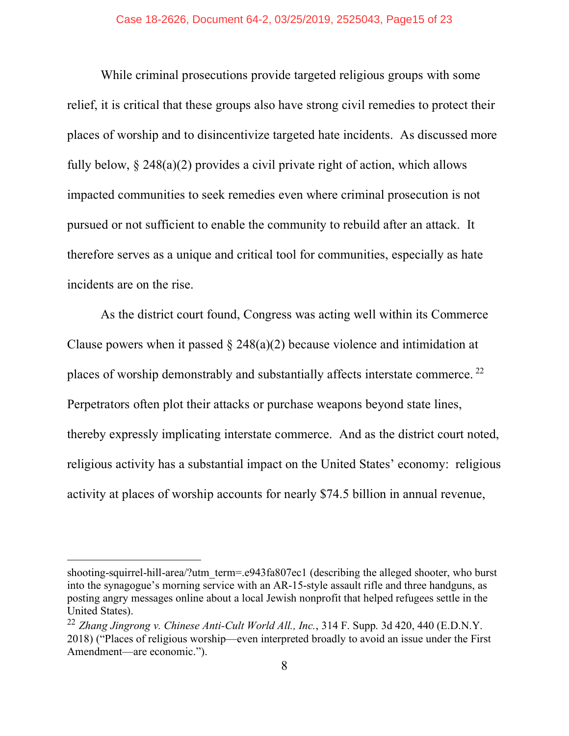While criminal prosecutions provide targeted religious groups with some relief, it is critical that these groups also have strong civil remedies to protect their places of worship and to disincentivize targeted hate incidents. As discussed more fully below, § 248(a)(2) provides a civil private right of action, which allows impacted communities to seek remedies even where criminal prosecution is not pursued or not sufficient to enable the community to rebuild after an attack. It therefore serves as a unique and critical tool for communities, especially as hate incidents are on the rise.

As the district court found, Congress was acting well within its Commerce Clause powers when it passed § 248(a)(2) because violence and intimidation at places of worship demonstrably and substantially affects interstate commerce.[22] Perpetrators often plot their attacks or purchase weapons beyond state lines, thereby expressly implicating interstate commerce. And as the district court noted, religious activity has a substantial impact on the United States' economy: religious activity at places of worship accounts for nearly $74.5 billion in annual revenue,

---

shooting-squirrel-hill-area/?utm_term=.e943fa807ec1 (describing the alleged shooter, who burst into the synagogue's morning service with an AR-15-style assault rifle and three handguns, as posting angry messages online about a local Jewish nonprofit that helped refugees settle in the United States).

[22] *Zhang Jingrong v. Chinese Anti-Cult World All., Inc.*, 314 F. Supp. 3d 420, 440 (E.D.N.Y. 2018) ("Places of religious worship—even interpreted broadly to avoid an issue under the First Amendment—are economic.").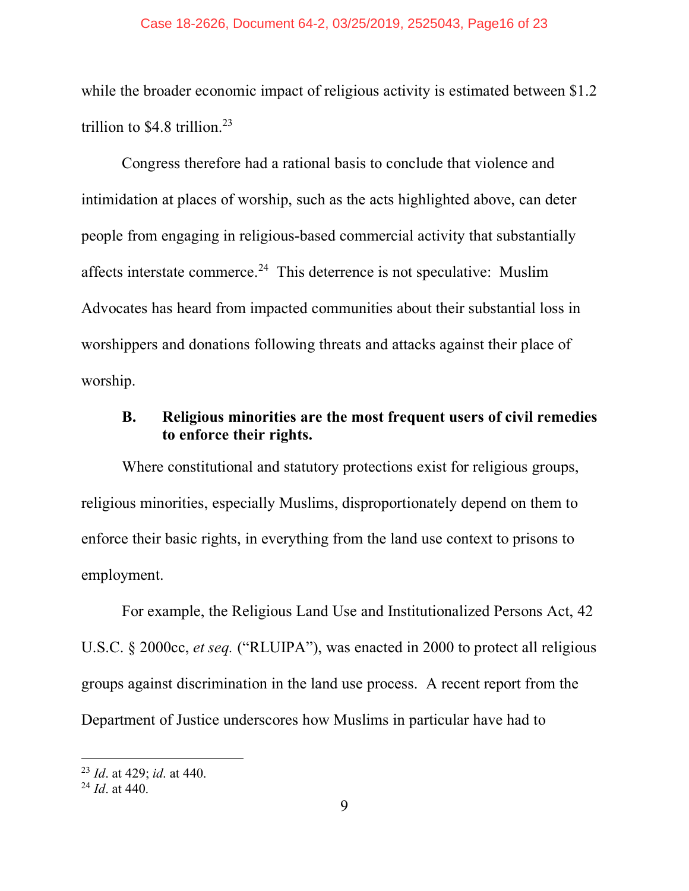while the broader economic impact of religious activity is estimated between $1.2 trillion to $4.8 trillion.[23]

Congress therefore had a rational basis to conclude that violence and intimidation at places of worship, such as the acts highlighted above, can deter people from engaging in religious-based commercial activity that substantially affects interstate commerce.[24] This deterrence is not speculative: Muslim Advocates has heard from impacted communities about their substantial loss in worshippers and donations following threats and attacks against their place of worship.

**B. Religious minorities are the most frequent users of civil remedies to enforce their rights.**

Where constitutional and statutory protections exist for religious groups, religious minorities, especially Muslims, disproportionately depend on them to enforce their basic rights, in everything from the land use context to prisons to employment.

For example, the Religious Land Use and Institutionalized Persons Act, 42 U.S.C. § 2000cc, *et seq.* ("RLUIPA"), was enacted in 2000 to protect all religious groups against discrimination in the land use process. A recent report from the Department of Justice underscores how Muslims in particular have had to

---

[23] *Id*. at 429; *id*. at 440.

[24] *Id*. at 440.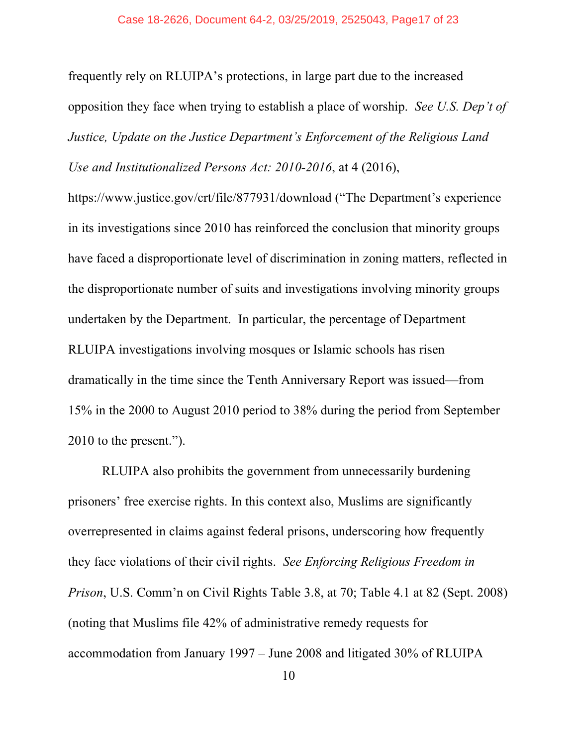frequently rely on RLUIPA's protections, in large part due to the increased opposition they face when trying to establish a place of worship. *See U.S. Dep't of Justice, Update on the Justice Department's Enforcement of the Religious Land Use and Institutionalized Persons Act: 2010-2016*, at 4 (2016), https://www.justice.gov/crt/file/877931/download ("The Department's experience in its investigations since 2010 has reinforced the conclusion that minority groups have faced a disproportionate level of discrimination in zoning matters, reflected in the disproportionate number of suits and investigations involving minority groups undertaken by the Department. In particular, the percentage of Department RLUIPA investigations involving mosques or Islamic schools has risen dramatically in the time since the Tenth Anniversary Report was issued—from 15% in the 2000 to August 2010 period to 38% during the period from September 2010 to the present.").

RLUIPA also prohibits the government from unnecessarily burdening prisoners' free exercise rights. In this context also, Muslims are significantly overrepresented in claims against federal prisons, underscoring how frequently they face violations of their civil rights. *See Enforcing Religious Freedom in Prison*, U.S. Comm'n on Civil Rights Table 3.8, at 70; Table 4.1 at 82 (Sept. 2008) (noting that Muslims file 42% of administrative remedy requests for accommodation from January 1997 – June 2008 and litigated 30% of RLUIPA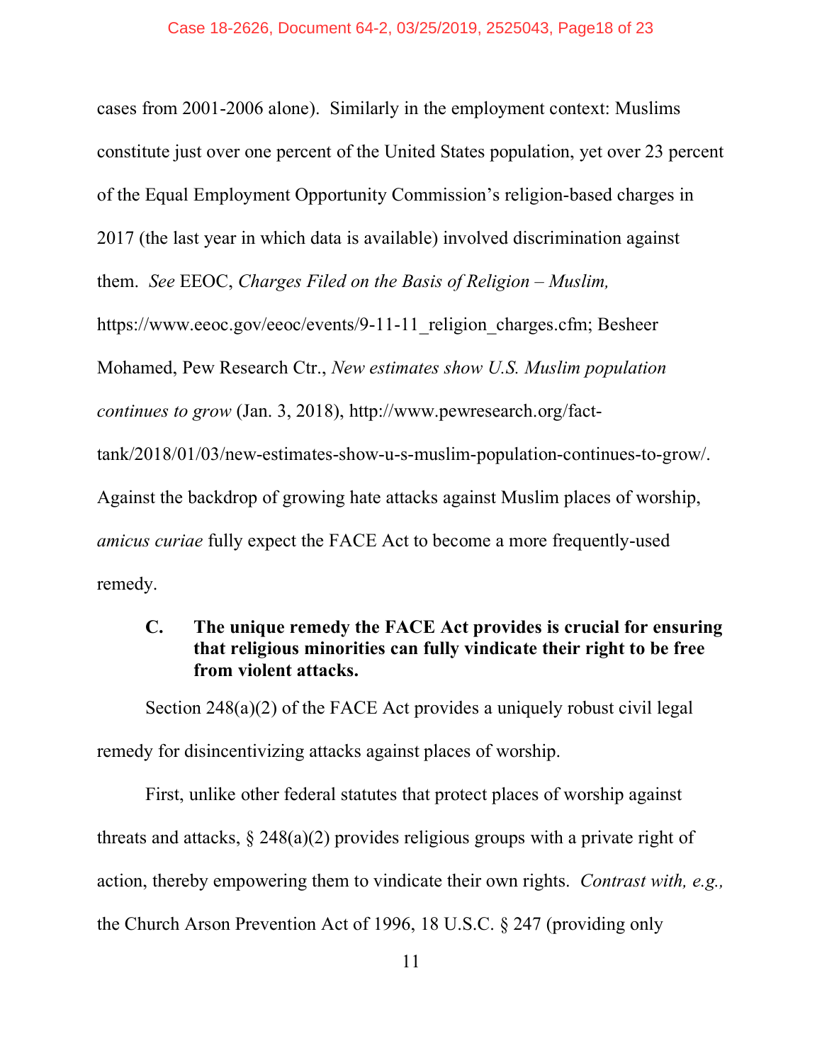cases from 2001-2006 alone). Similarly in the employment context: Muslims constitute just over one percent of the United States population, yet over 23 percent of the Equal Employment Opportunity Commission's religion-based charges in 2017 (the last year in which data is available) involved discrimination against them. *See* EEOC, *Charges Filed on the Basis of Religion – Muslim,* https://www.eeoc.gov/eeoc/events/9-11-11_religion_charges.cfm; Besheer Mohamed, Pew Research Ctr., *New estimates show U.S. Muslim population continues to grow* (Jan. 3, 2018), http://www.pewresearch.org/fact-tank/2018/01/03/new-estimates-show-u-s-muslim-population-continues-to-grow/. Against the backdrop of growing hate attacks against Muslim places of worship, *amicus curiae* fully expect the FACE Act to become a more frequently-used remedy.

### C. The unique remedy the FACE Act provides is crucial for ensuring that religious minorities can fully vindicate their right to be free from violent attacks.

Section 248(a)(2) of the FACE Act provides a uniquely robust civil legal remedy for disincentivizing attacks against places of worship.

First, unlike other federal statutes that protect places of worship against threats and attacks, § 248(a)(2) provides religious groups with a private right of action, thereby empowering them to vindicate their own rights. *Contrast with, e.g.,* the Church Arson Prevention Act of 1996, 18 U.S.C. § 247 (providing only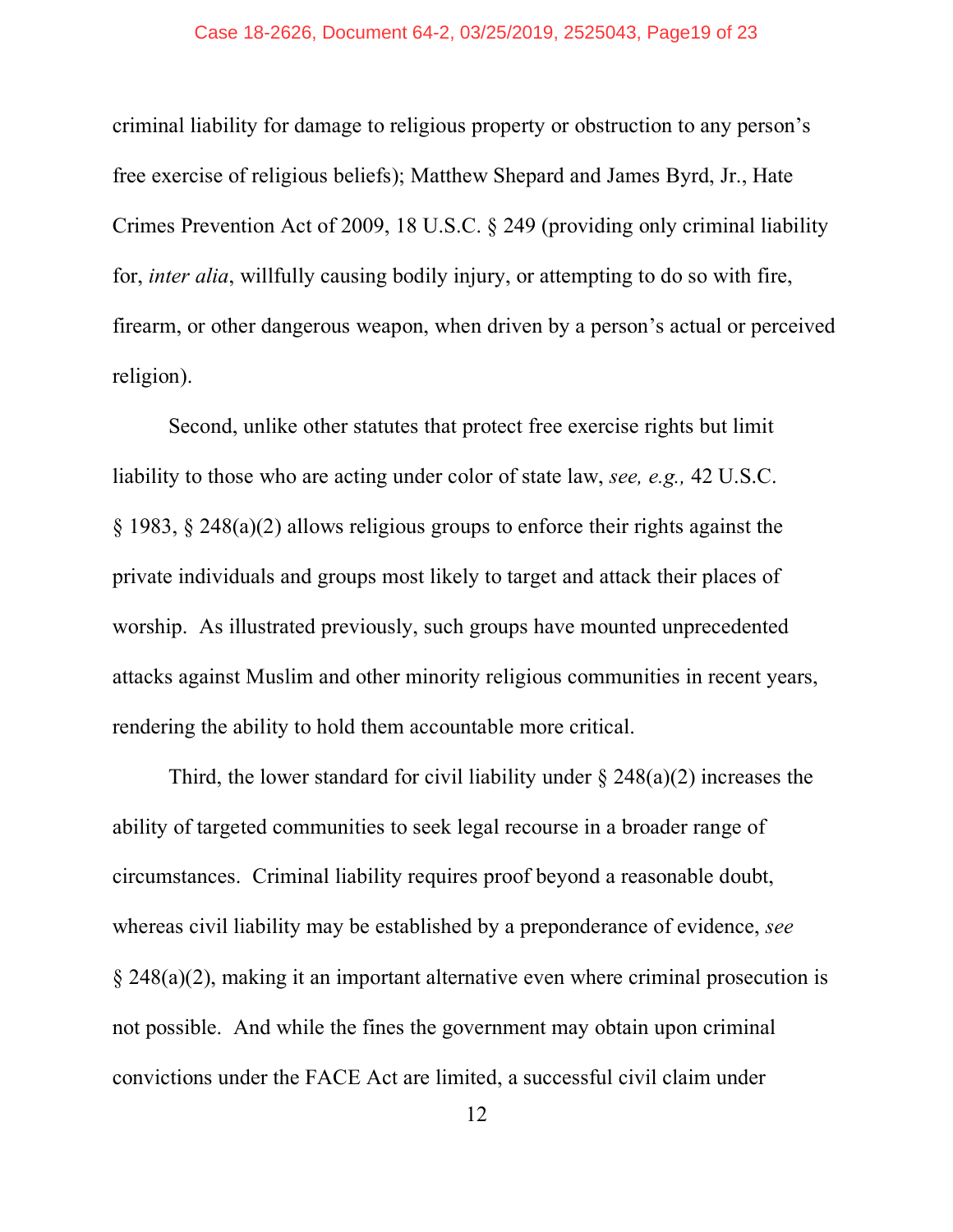criminal liability for damage to religious property or obstruction to any person's free exercise of religious beliefs); Matthew Shepard and James Byrd, Jr., Hate Crimes Prevention Act of 2009, 18 U.S.C. § 249 (providing only criminal liability for, *inter alia*, willfully causing bodily injury, or attempting to do so with fire, firearm, or other dangerous weapon, when driven by a person's actual or perceived religion).

Second, unlike other statutes that protect free exercise rights but limit liability to those who are acting under color of state law, *see, e.g.,* 42 U.S.C. § 1983, § 248(a)(2) allows religious groups to enforce their rights against the private individuals and groups most likely to target and attack their places of worship. As illustrated previously, such groups have mounted unprecedented attacks against Muslim and other minority religious communities in recent years, rendering the ability to hold them accountable more critical.

Third, the lower standard for civil liability under § 248(a)(2) increases the ability of targeted communities to seek legal recourse in a broader range of circumstances. Criminal liability requires proof beyond a reasonable doubt, whereas civil liability may be established by a preponderance of evidence, *see* § 248(a)(2), making it an important alternative even where criminal prosecution is not possible. And while the fines the government may obtain upon criminal convictions under the FACE Act are limited, a successful civil claim under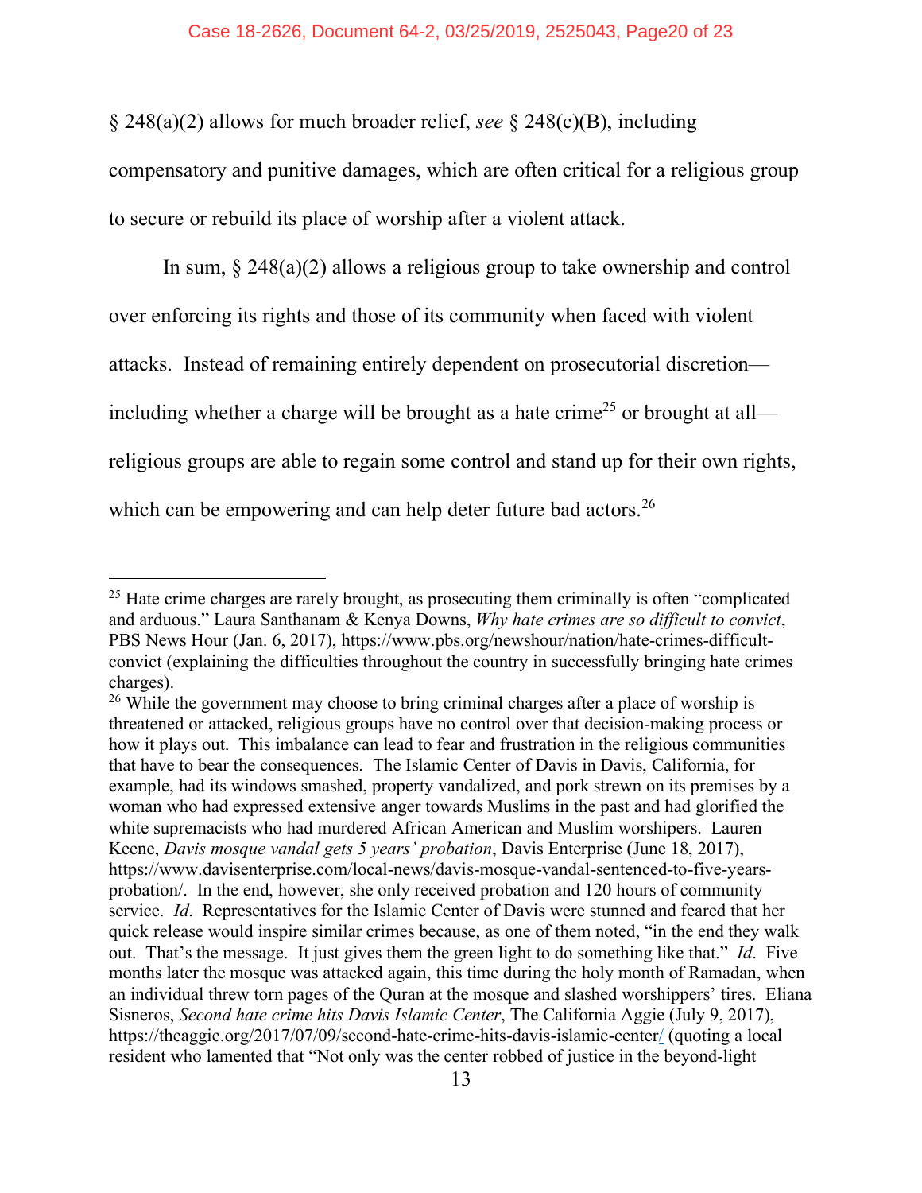§ 248(a)(2) allows for much broader relief, *see* § 248(c)(B), including compensatory and punitive damages, which are often critical for a religious group to secure or rebuild its place of worship after a violent attack.

In sum, § 248(a)(2) allows a religious group to take ownership and control over enforcing its rights and those of its community when faced with violent attacks. Instead of remaining entirely dependent on prosecutorial discretion—including whether a charge will be brought as a hate crime[25] or brought at all—religious groups are able to regain some control and stand up for their own rights, which can be empowering and can help deter future bad actors.[26]

---

[25] Hate crime charges are rarely brought, as prosecuting them criminally is often "complicated and arduous." Laura Santhanam & Kenya Downs, *Why hate crimes are so difficult to convict*, PBS News Hour (Jan. 6, 2017), https://www.pbs.org/newshour/nation/hate-crimes-difficult-convict (explaining the difficulties throughout the country in successfully bringing hate crimes charges).

[26] While the government may choose to bring criminal charges after a place of worship is threatened or attacked, religious groups have no control over that decision-making process or how it plays out. This imbalance can lead to fear and frustration in the religious communities that have to bear the consequences. The Islamic Center of Davis in Davis, California, for example, had its windows smashed, property vandalized, and pork strewn on its premises by a woman who had expressed extensive anger towards Muslims in the past and had glorified the white supremacists who had murdered African American and Muslim worshipers. Lauren Keene, *Davis mosque vandal gets 5 years' probation*, Davis Enterprise (June 18, 2017), https://www.davisenterprise.com/local-news/davis-mosque-vandal-sentenced-to-five-years-probation/. In the end, however, she only received probation and 120 hours of community service. *Id*. Representatives for the Islamic Center of Davis were stunned and feared that her quick release would inspire similar crimes because, as one of them noted, "in the end they walk out. That's the message. It just gives them the green light to do something like that." *Id*. Five months later the mosque was attacked again, this time during the holy month of Ramadan, when an individual threw torn pages of the Quran at the mosque and slashed worshippers' tires. Eliana Sisneros, *Second hate crime hits Davis Islamic Center*, The California Aggie (July 9, 2017), https://theaggie.org/2017/07/09/second-hate-crime-hits-davis-islamic-center/ (quoting a local resident who lamented that "Not only was the center robbed of justice in the beyond-light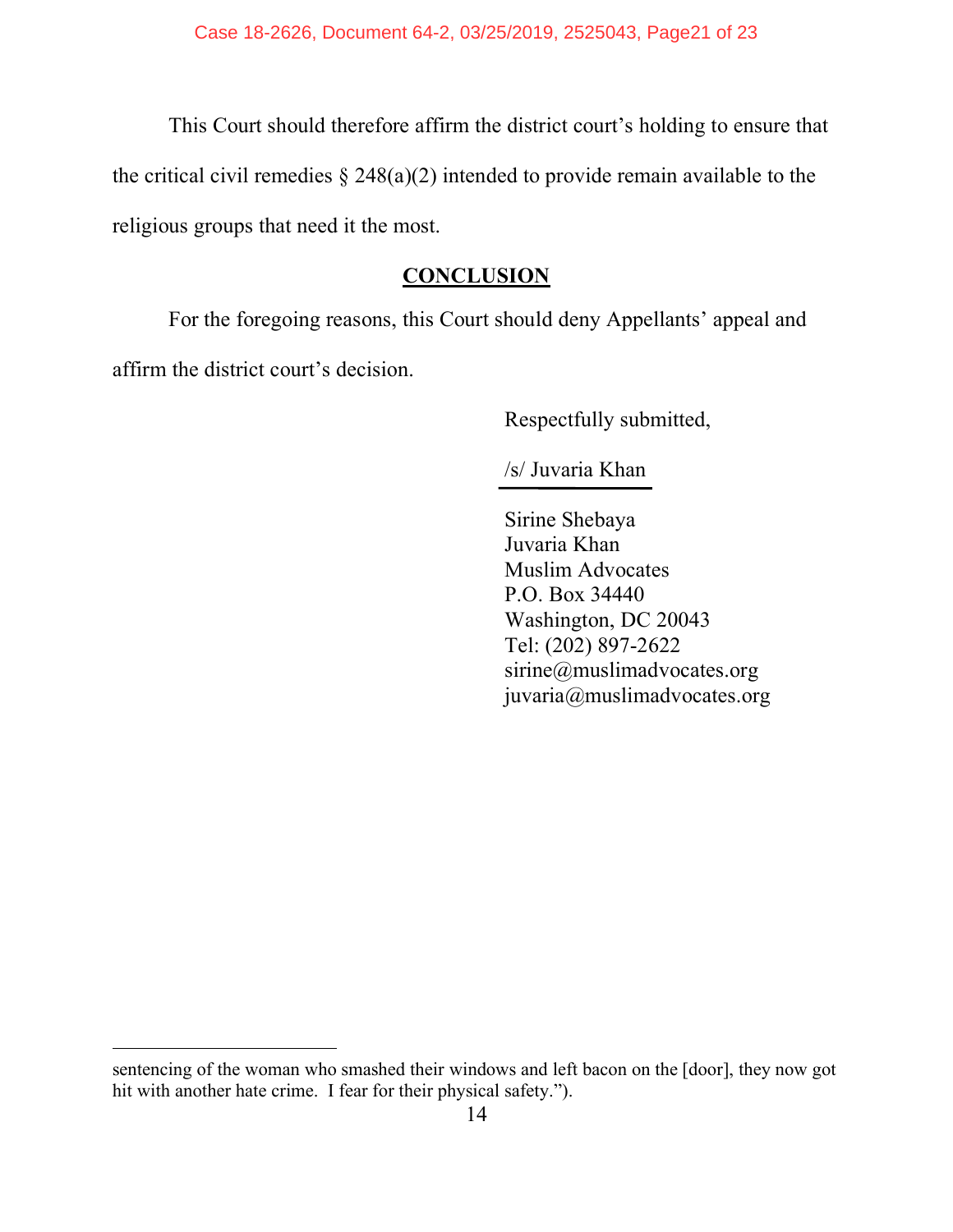This Court should therefore affirm the district court's holding to ensure that the critical civil remedies § 248(a)(2) intended to provide remain available to the religious groups that need it the most.

## CONCLUSION

For the foregoing reasons, this Court should deny Appellants' appeal and affirm the district court's decision.

Respectfully submitted,

/s/ Juvaria Khan

Sirine Shebaya
Juvaria Khan
Muslim Advocates
P.O. Box 34440
Washington, DC 20043
Tel: (202) 897-2622
sirine@muslimadvocates.org
juvaria@muslimadvocates.org

---

sentencing of the woman who smashed their windows and left bacon on the [door], they now got hit with another hate crime. I fear for their physical safety.").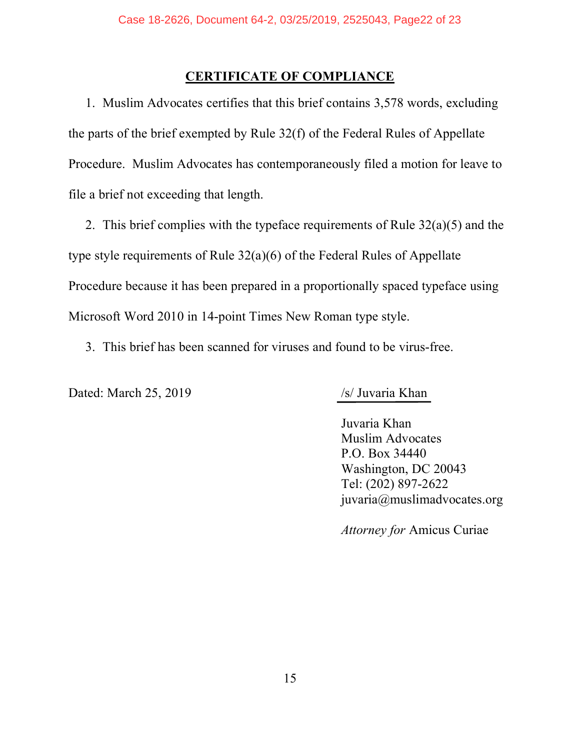## CERTIFICATE OF COMPLIANCE

1. Muslim Advocates certifies that this brief contains 3,578 words, excluding the parts of the brief exempted by Rule 32(f) of the Federal Rules of Appellate Procedure. Muslim Advocates has contemporaneously filed a motion for leave to file a brief not exceeding that length.

2. This brief complies with the typeface requirements of Rule 32(a)(5) and the type style requirements of Rule 32(a)(6) of the Federal Rules of Appellate Procedure because it has been prepared in a proportionally spaced typeface using Microsoft Word 2010 in 14-point Times New Roman type style.

3. This brief has been scanned for viruses and found to be virus-free.

Dated: March 25, 2019

/s/ Juvaria Khan

Juvaria Khan
Muslim Advocates
P.O. Box 34440
Washington, DC 20043
Tel: (202) 897-2622
juvaria@muslimadvocates.org

*Attorney for* Amicus Curiae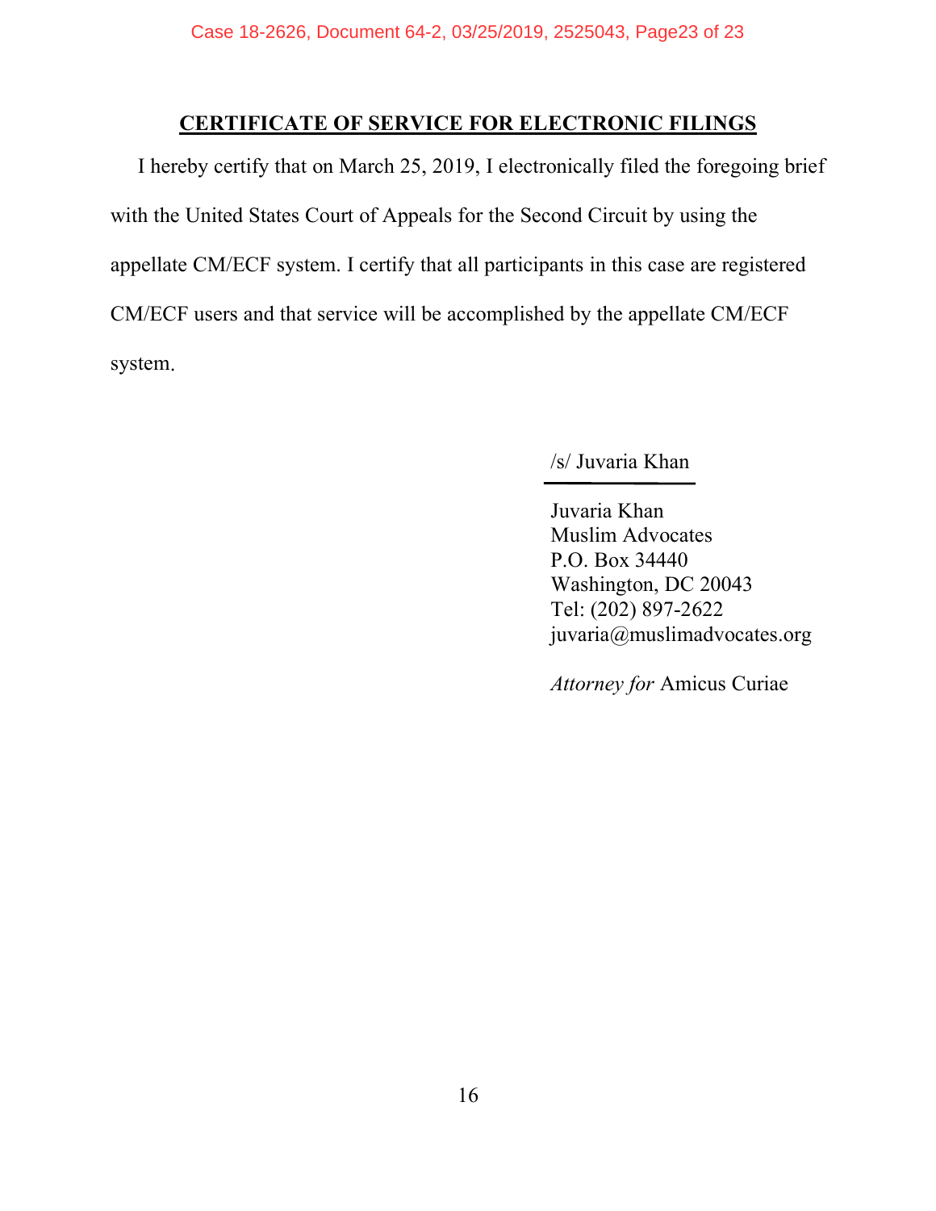## CERTIFICATE OF SERVICE FOR ELECTRONIC FILINGS

I hereby certify that on March 25, 2019, I electronically filed the foregoing brief with the United States Court of Appeals for the Second Circuit by using the appellate CM/ECF system. I certify that all participants in this case are registered CM/ECF users and that service will be accomplished by the appellate CM/ECF system.

/s/ Juvaria Khan

Juvaria Khan
Muslim Advocates
P.O. Box 34440
Washington, DC 20043
Tel: (202) 897-2622
juvaria@muslimadvocates.org

*Attorney for* Amicus Curiae